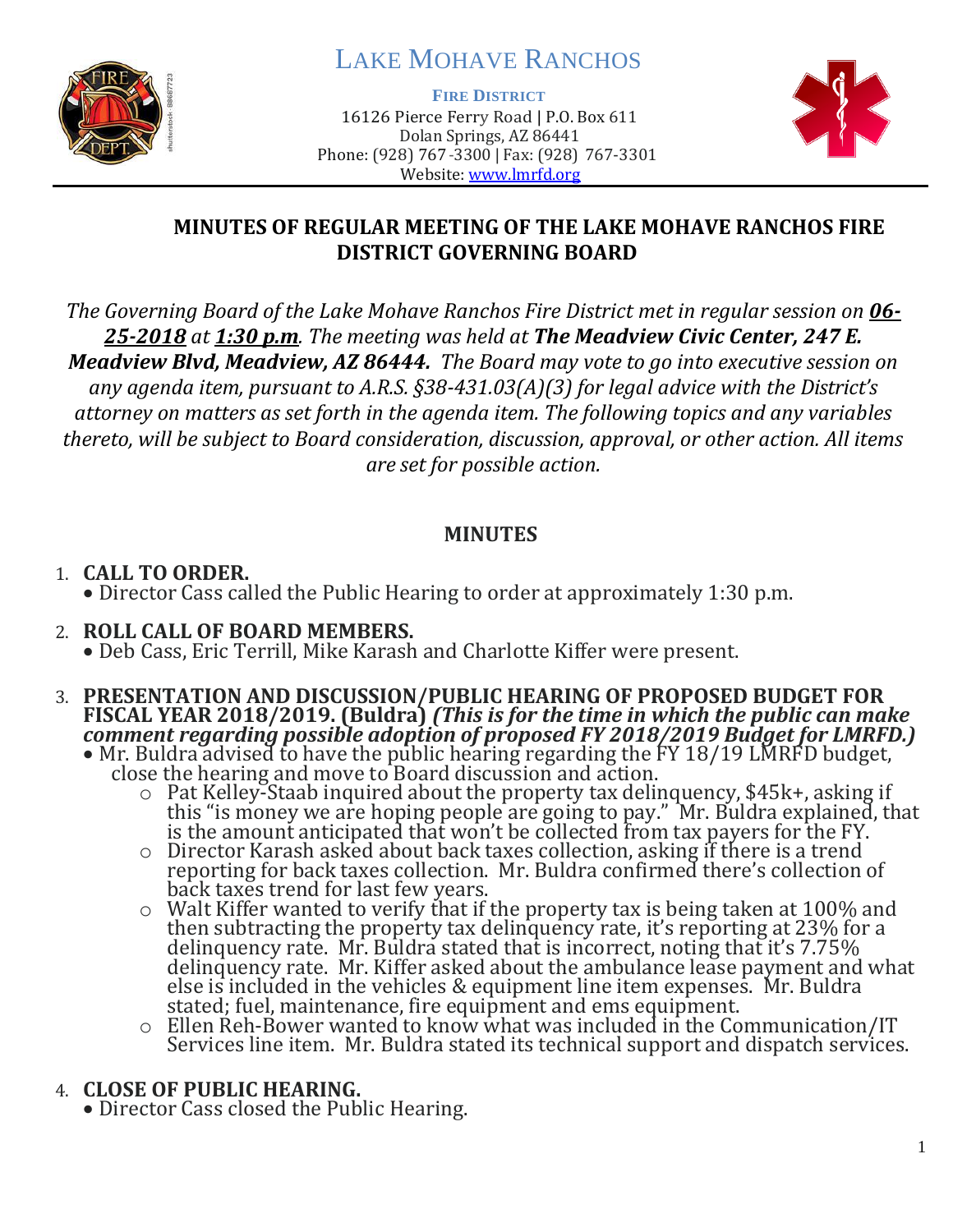# LAKE MOHAVE RANCHOS

**FIRE DISTRICT**

16126 Pierce Ferry Road | P.O. Box 611
Dolan Springs, AZ 86441
Phone: (928) 767-3300 | Fax: (928) 767-3301
Website: www.lmrfd.org

## MINUTES OF REGULAR MEETING OF THE LAKE MOHAVE RANCHOS FIRE DISTRICT GOVERNING BOARD

*The Governing Board of the Lake Mohave Ranchos Fire District met in regular session on **06-25-2018** at **1:30 p.m**. The meeting was held at **The Meadview Civic Center, 247 E. Meadview Blvd, Meadview, AZ 86444.** The Board may vote to go into executive session on any agenda item, pursuant to A.R.S. §38-431.03(A)(3) for legal advice with the District's attorney on matters as set forth in the agenda item. The following topics and any variables thereto, will be subject to Board consideration, discussion, approval, or other action. All items are set for possible action.*

## MINUTES

1. **CALL TO ORDER.**
   - Director Cass called the Public Hearing to order at approximately 1:30 p.m.

2. **ROLL CALL OF BOARD MEMBERS.**
   - Deb Cass, Eric Terrill, Mike Karash and Charlotte Kiffer were present.

3. **PRESENTATION AND DISCUSSION/PUBLIC HEARING OF PROPOSED BUDGET FOR FISCAL YEAR 2018/2019. (Buldra)** ***(This is for the time in which the public can make comment regarding possible adoption of proposed FY 2018/2019 Budget for LMRFD.)***
   - Mr. Buldra advised to have the public hearing regarding the FY 18/19 LMRFD budget, close the hearing and move to Board discussion and action.
     - Pat Kelley-Staab inquired about the property tax delinquency, $45k+, asking if this "is money we are hoping people are going to pay." Mr. Buldra explained, that is the amount anticipated that won't be collected from tax payers for the FY.
     - Director Karash asked about back taxes collection, asking if there is a trend reporting for back taxes collection. Mr. Buldra confirmed there's collection of back taxes trend for last few years.
     - Walt Kiffer wanted to verify that if the property tax is being taken at 100% and then subtracting the property tax delinquency rate, it's reporting at 23% for a delinquency rate. Mr. Buldra stated that is incorrect, noting that it's 7.75% delinquency rate. Mr. Kiffer asked about the ambulance lease payment and what else is included in the vehicles & equipment line item expenses. Mr. Buldra stated; fuel, maintenance, fire equipment and ems equipment.
     - Ellen Reh-Bower wanted to know what was included in the Communication/IT Services line item. Mr. Buldra stated its technical support and dispatch services.

4. **CLOSE OF PUBLIC HEARING.**
   - Director Cass closed the Public Hearing.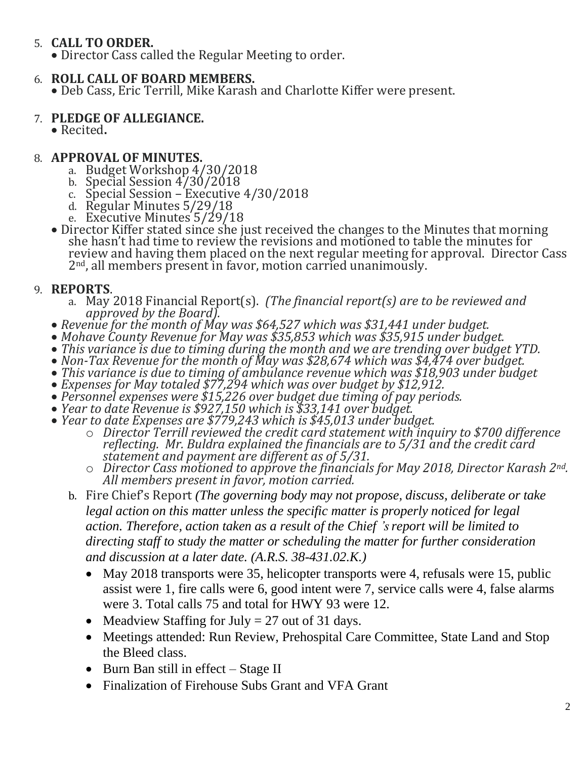5. **CALL TO ORDER.**
   - Director Cass called the Regular Meeting to order.

6. **ROLL CALL OF BOARD MEMBERS.**
   - Deb Cass, Eric Terrill, Mike Karash and Charlotte Kiffer were present.

7. **PLEDGE OF ALLEGIANCE.**
   - Recited**.**

8. **APPROVAL OF MINUTES.**
   a. Budget Workshop 4/30/2018
   b. Special Session 4/30/2018
   c. Special Session – Executive 4/30/2018
   d. Regular Minutes 5/29/18
   e. Executive Minutes 5/29/18
   - Director Kiffer stated since she just received the changes to the Minutes that morning she hasn't had time to review the revisions and motioned to table the minutes for review and having them placed on the next regular meeting for approval. Director Cass 2nd, all members present in favor, motion carried unanimously.

9. **REPORTS**.
   a. May 2018 Financial Report(s). *(The financial report(s) are to be reviewed and approved by the Board).*
   - *Revenue for the month of May was $64,527 which was $31,441 under budget.*
   - *Mohave County Revenue for May was $35,853 which was $35,915 under budget.*
   - *This variance is due to timing during the month and we are trending over budget YTD.*
   - *Non-Tax Revenue for the month of May was $28,674 which was $4,474 over budget.*
   - *This variance is due to timing of ambulance revenue which was $18,903 under budget*
   - *Expenses for May totaled $77,294 which was over budget by $12,912.*
   - *Personnel expenses were $15,226 over budget due timing of pay periods.*
   - *Year to date Revenue is $927,150 which is $33,141 over budget.*
   - *Year to date Expenses are $779,243 which is $45,013 under budget.*
     - *Director Terrill reviewed the credit card statement with inquiry to $700 difference reflecting. Mr. Buldra explained the financials are to 5/31 and the credit card statement and payment are different as of 5/31.*
     - *Director Cass motioned to approve the financials for May 2018, Director Karash 2nd. All members present in favor, motion carried.*

   b. Fire Chief's Report *(The governing body may not propose, discuss, deliberate or take legal action on this matter unless the specific matter is properly noticed for legal action. Therefore, action taken as a result of the Chief's report will be limited to directing staff to study the matter or scheduling the matter for further consideration and discussion at a later date. (A.R.S. 38-431.02.K.)*
   - May 2018 transports were 35, helicopter transports were 4, refusals were 15, public assist were 1, fire calls were 6, good intent were 7, service calls were 4, false alarms were 3. Total calls 75 and total for HWY 93 were 12.
   - Meadview Staffing for July = 27 out of 31 days.
   - Meetings attended: Run Review, Prehospital Care Committee, State Land and Stop the Bleed class.
   - Burn Ban still in effect – Stage II
   - Finalization of Firehouse Subs Grant and VFA Grant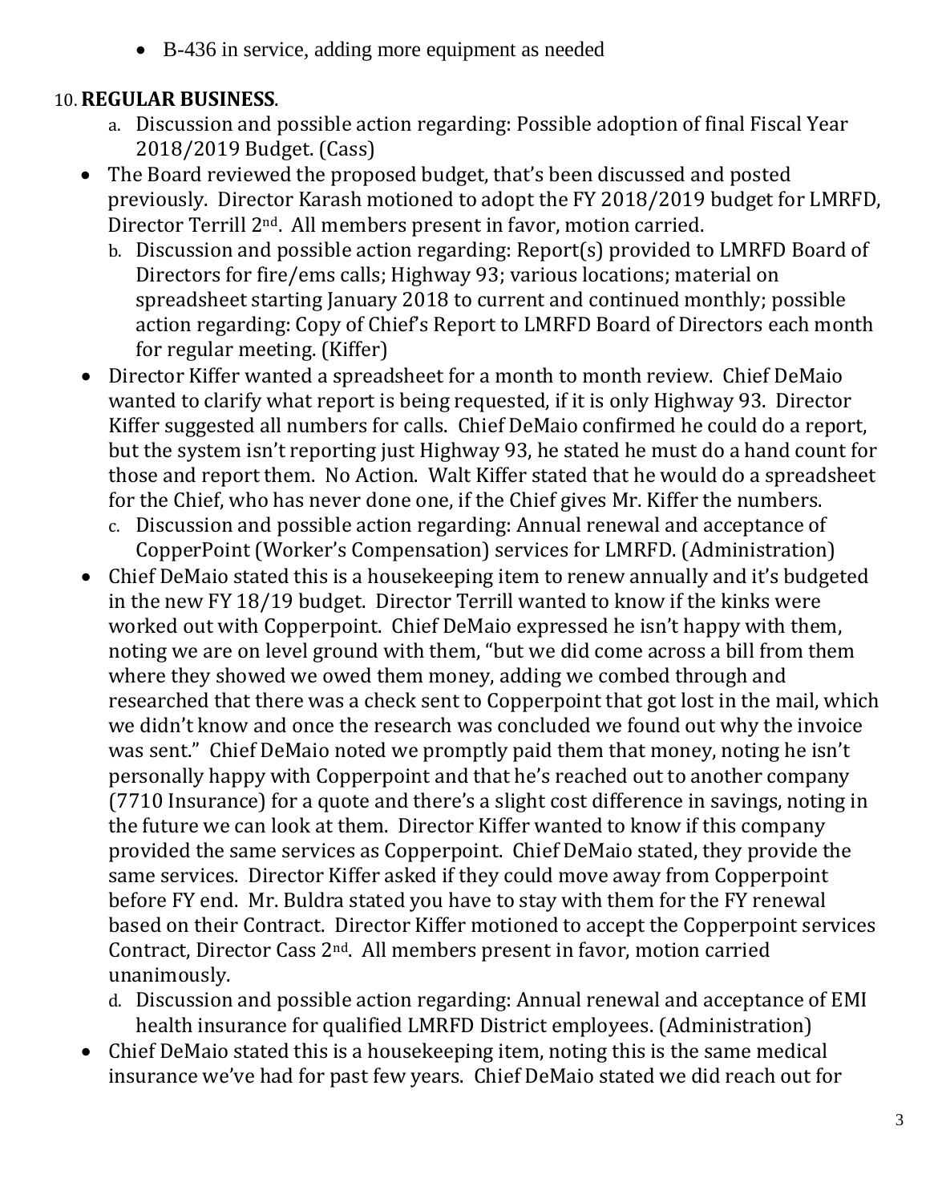- B-436 in service, adding more equipment as needed

10. **REGULAR BUSINESS**.

   a. Discussion and possible action regarding: Possible adoption of final Fiscal Year 2018/2019 Budget. (Cass)

- The Board reviewed the proposed budget, that's been discussed and posted previously. Director Karash motioned to adopt the FY 2018/2019 budget for LMRFD, Director Terrill 2nd. All members present in favor, motion carried.

   b. Discussion and possible action regarding: Report(s) provided to LMRFD Board of Directors for fire/ems calls; Highway 93; various locations; material on spreadsheet starting January 2018 to current and continued monthly; possible action regarding: Copy of Chief's Report to LMRFD Board of Directors each month for regular meeting. (Kiffer)

- Director Kiffer wanted a spreadsheet for a month to month review. Chief DeMaio wanted to clarify what report is being requested, if it is only Highway 93. Director Kiffer suggested all numbers for calls. Chief DeMaio confirmed he could do a report, but the system isn't reporting just Highway 93, he stated he must do a hand count for those and report them. No Action. Walt Kiffer stated that he would do a spreadsheet for the Chief, who has never done one, if the Chief gives Mr. Kiffer the numbers.

   c. Discussion and possible action regarding: Annual renewal and acceptance of CopperPoint (Worker's Compensation) services for LMRFD. (Administration)

- Chief DeMaio stated this is a housekeeping item to renew annually and it's budgeted in the new FY 18/19 budget. Director Terrill wanted to know if the kinks were worked out with Copperpoint. Chief DeMaio expressed he isn't happy with them, noting we are on level ground with them, "but we did come across a bill from them where they showed we owed them money, adding we combed through and researched that there was a check sent to Copperpoint that got lost in the mail, which we didn't know and once the research was concluded we found out why the invoice was sent." Chief DeMaio noted we promptly paid them that money, noting he isn't personally happy with Copperpoint and that he's reached out to another company (7710 Insurance) for a quote and there's a slight cost difference in savings, noting in the future we can look at them. Director Kiffer wanted to know if this company provided the same services as Copperpoint. Chief DeMaio stated, they provide the same services. Director Kiffer asked if they could move away from Copperpoint before FY end. Mr. Buldra stated you have to stay with them for the FY renewal based on their Contract. Director Kiffer motioned to accept the Copperpoint services Contract, Director Cass 2nd. All members present in favor, motion carried unanimously.

   d. Discussion and possible action regarding: Annual renewal and acceptance of EMI health insurance for qualified LMRFD District employees. (Administration)

- Chief DeMaio stated this is a housekeeping item, noting this is the same medical insurance we've had for past few years. Chief DeMaio stated we did reach out for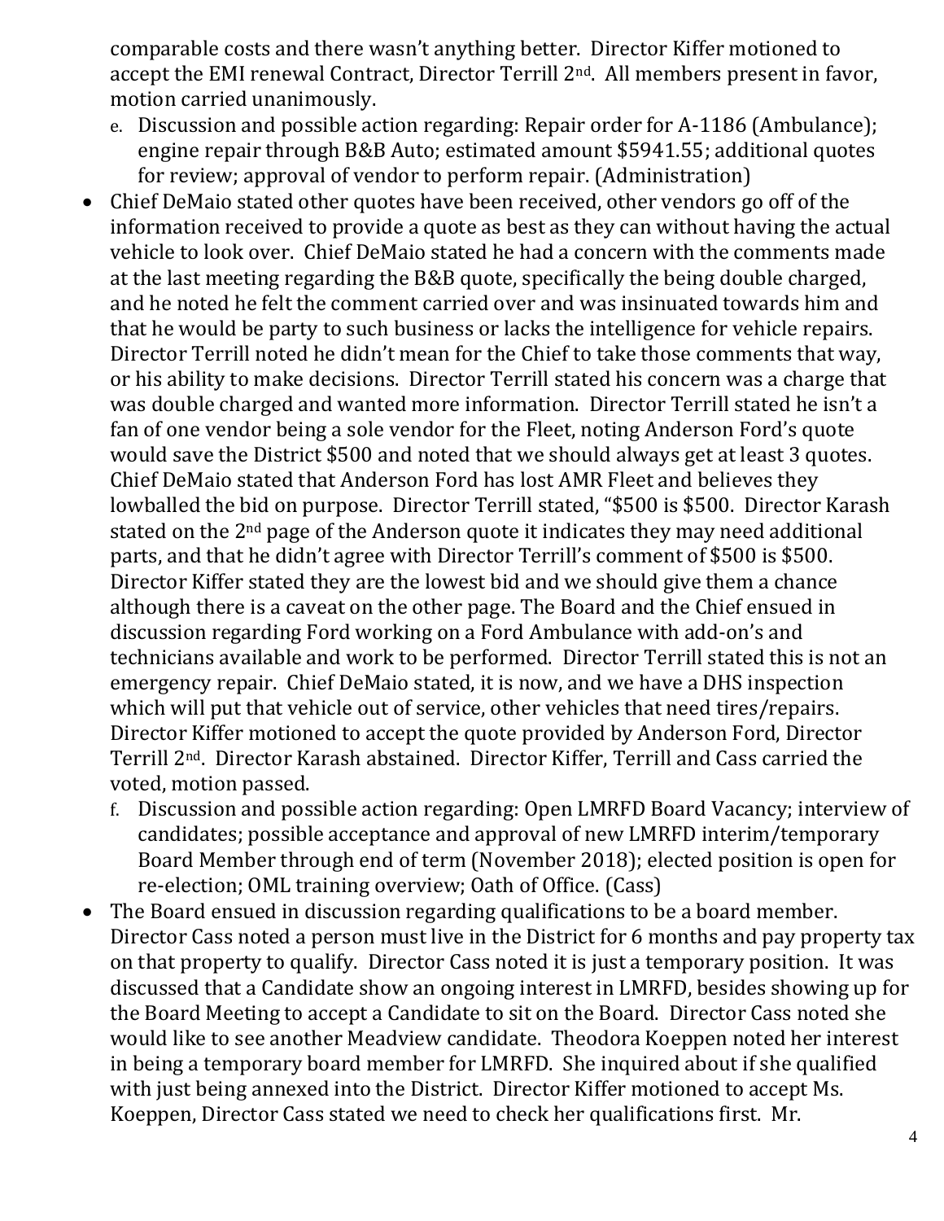comparable costs and there wasn't anything better. Director Kiffer motioned to accept the EMI renewal Contract, Director Terrill 2nd. All members present in favor, motion carried unanimously.

e. Discussion and possible action regarding: Repair order for A-1186 (Ambulance); engine repair through B&B Auto; estimated amount $5941.55; additional quotes for review; approval of vendor to perform repair. (Administration)

- Chief DeMaio stated other quotes have been received, other vendors go off of the information received to provide a quote as best as they can without having the actual vehicle to look over. Chief DeMaio stated he had a concern with the comments made at the last meeting regarding the B&B quote, specifically the being double charged, and he noted he felt the comment carried over and was insinuated towards him and that he would be party to such business or lacks the intelligence for vehicle repairs. Director Terrill noted he didn't mean for the Chief to take those comments that way, or his ability to make decisions. Director Terrill stated his concern was a charge that was double charged and wanted more information. Director Terrill stated he isn't a fan of one vendor being a sole vendor for the Fleet, noting Anderson Ford's quote would save the District $500 and noted that we should always get at least 3 quotes. Chief DeMaio stated that Anderson Ford has lost AMR Fleet and believes they lowballed the bid on purpose. Director Terrill stated, "$500 is $500. Director Karash stated on the 2nd page of the Anderson quote it indicates they may need additional parts, and that he didn't agree with Director Terrill's comment of $500 is $500. Director Kiffer stated they are the lowest bid and we should give them a chance although there is a caveat on the other page. The Board and the Chief ensued in discussion regarding Ford working on a Ford Ambulance with add-on's and technicians available and work to be performed. Director Terrill stated this is not an emergency repair. Chief DeMaio stated, it is now, and we have a DHS inspection which will put that vehicle out of service, other vehicles that need tires/repairs. Director Kiffer motioned to accept the quote provided by Anderson Ford, Director Terrill 2nd. Director Karash abstained. Director Kiffer, Terrill and Cass carried the voted, motion passed.

f. Discussion and possible action regarding: Open LMRFD Board Vacancy; interview of candidates; possible acceptance and approval of new LMRFD interim/temporary Board Member through end of term (November 2018); elected position is open for re-election; OML training overview; Oath of Office. (Cass)

- The Board ensued in discussion regarding qualifications to be a board member. Director Cass noted a person must live in the District for 6 months and pay property tax on that property to qualify. Director Cass noted it is just a temporary position. It was discussed that a Candidate show an ongoing interest in LMRFD, besides showing up for the Board Meeting to accept a Candidate to sit on the Board. Director Cass noted she would like to see another Meadview candidate. Theodora Koeppen noted her interest in being a temporary board member for LMRFD. She inquired about if she qualified with just being annexed into the District. Director Kiffer motioned to accept Ms. Koeppen, Director Cass stated we need to check her qualifications first. Mr.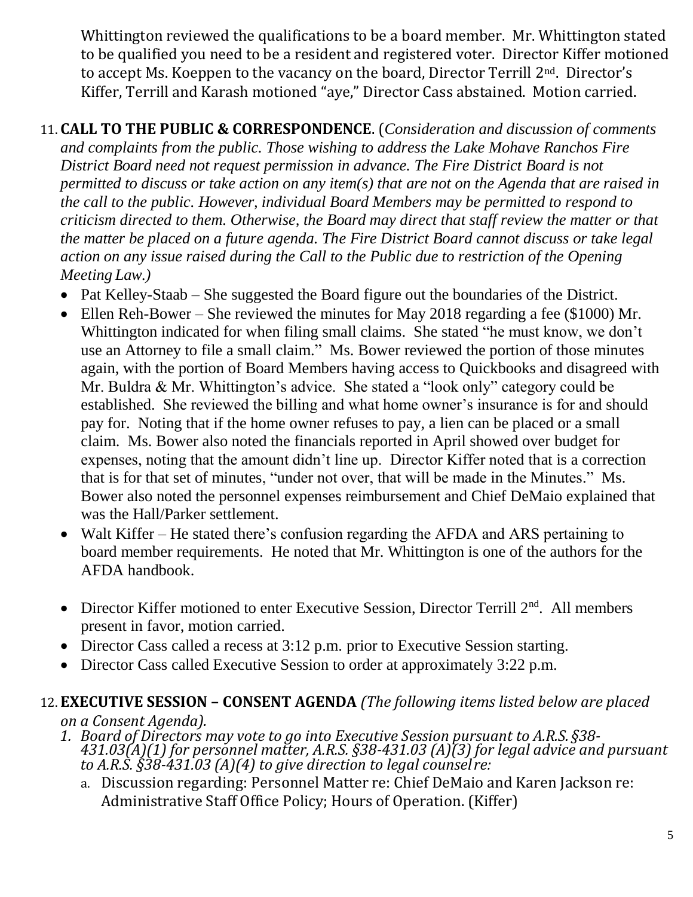Whittington reviewed the qualifications to be a board member. Mr. Whittington stated to be qualified you need to be a resident and registered voter. Director Kiffer motioned to accept Ms. Koeppen to the vacancy on the board, Director Terrill 2nd. Director's Kiffer, Terrill and Karash motioned "aye," Director Cass abstained. Motion carried.

11. **CALL TO THE PUBLIC & CORRESPONDENCE**. (*Consideration and discussion of comments and complaints from the public. Those wishing to address the Lake Mohave Ranchos Fire District Board need not request permission in advance. The Fire District Board is not permitted to discuss or take action on any item(s) that are not on the Agenda that are raised in the call to the public. However, individual Board Members may be permitted to respond to criticism directed to them. Otherwise, the Board may direct that staff review the matter or that the matter be placed on a future agenda. The Fire District Board cannot discuss or take legal action on any issue raised during the Call to the Public due to restriction of the Opening Meeting Law.)*
    - Pat Kelley-Staab – She suggested the Board figure out the boundaries of the District.
    - Ellen Reh-Bower – She reviewed the minutes for May 2018 regarding a fee ($1000) Mr. Whittington indicated for when filing small claims. She stated "he must know, we don't use an Attorney to file a small claim." Ms. Bower reviewed the portion of those minutes again, with the portion of Board Members having access to Quickbooks and disagreed with Mr. Buldra & Mr. Whittington's advice. She stated a "look only" category could be established. She reviewed the billing and what home owner's insurance is for and should pay for. Noting that if the home owner refuses to pay, a lien can be placed or a small claim. Ms. Bower also noted the financials reported in April showed over budget for expenses, noting that the amount didn't line up. Director Kiffer noted that is a correction that is for that set of minutes, "under not over, that will be made in the Minutes." Ms. Bower also noted the personnel expenses reimbursement and Chief DeMaio explained that was the Hall/Parker settlement.
    - Walt Kiffer – He stated there's confusion regarding the AFDA and ARS pertaining to board member requirements. He noted that Mr. Whittington is one of the authors for the AFDA handbook.
    - Director Kiffer motioned to enter Executive Session, Director Terrill 2nd. All members present in favor, motion carried.
    - Director Cass called a recess at 3:12 p.m. prior to Executive Session starting.
    - Director Cass called Executive Session to order at approximately 3:22 p.m.

12. **EXECUTIVE SESSION – CONSENT AGENDA** *(The following items listed below are placed on a Consent Agenda).*
    1. *Board of Directors may vote to go into Executive Session pursuant to A.R.S. §38-431.03(A)(1) for personnel matter, A.R.S. §38-431.03 (A)(3) for legal advice and pursuant to A.R.S. §38-431.03 (A)(4) to give direction to legal counsel re:*
        a. Discussion regarding: Personnel Matter re: Chief DeMaio and Karen Jackson re: Administrative Staff Office Policy; Hours of Operation. (Kiffer)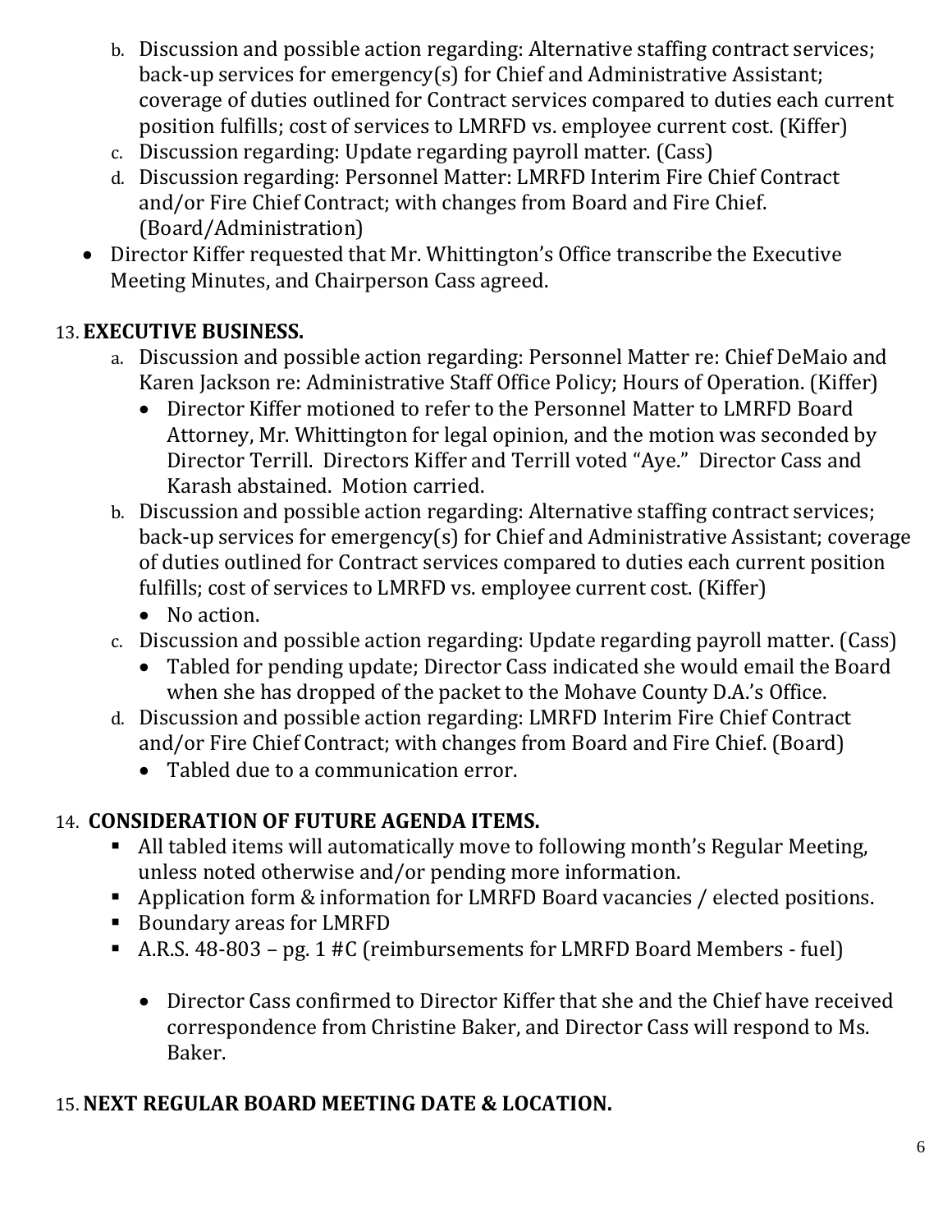b. Discussion and possible action regarding: Alternative staffing contract services; back-up services for emergency(s) for Chief and Administrative Assistant; coverage of duties outlined for Contract services compared to duties each current position fulfills; cost of services to LMRFD vs. employee current cost. (Kiffer)
c. Discussion regarding: Update regarding payroll matter. (Cass)
d. Discussion regarding: Personnel Matter: LMRFD Interim Fire Chief Contract and/or Fire Chief Contract; with changes from Board and Fire Chief. (Board/Administration)

- Director Kiffer requested that Mr. Whittington's Office transcribe the Executive Meeting Minutes, and Chairperson Cass agreed.

13. **EXECUTIVE BUSINESS.**
   a. Discussion and possible action regarding: Personnel Matter re: Chief DeMaio and Karen Jackson re: Administrative Staff Office Policy; Hours of Operation. (Kiffer)
      - Director Kiffer motioned to refer to the Personnel Matter to LMRFD Board Attorney, Mr. Whittington for legal opinion, and the motion was seconded by Director Terrill. Directors Kiffer and Terrill voted "Aye." Director Cass and Karash abstained. Motion carried.
   
   b. Discussion and possible action regarding: Alternative staffing contract services; back-up services for emergency(s) for Chief and Administrative Assistant; coverage of duties outlined for Contract services compared to duties each current position fulfills; cost of services to LMRFD vs. employee current cost. (Kiffer)
      - No action.
   
   c. Discussion and possible action regarding: Update regarding payroll matter. (Cass)
      - Tabled for pending update; Director Cass indicated she would email the Board when she has dropped of the packet to the Mohave County D.A.'s Office.
   
   d. Discussion and possible action regarding: LMRFD Interim Fire Chief Contract and/or Fire Chief Contract; with changes from Board and Fire Chief. (Board)
      - Tabled due to a communication error.

14. **CONSIDERATION OF FUTURE AGENDA ITEMS.**
   - All tabled items will automatically move to following month's Regular Meeting, unless noted otherwise and/or pending more information.
   - Application form & information for LMRFD Board vacancies / elected positions.
   - Boundary areas for LMRFD
   - A.R.S. 48-803 – pg. 1 #C (reimbursements for LMRFD Board Members - fuel)

     - Director Cass confirmed to Director Kiffer that she and the Chief have received correspondence from Christine Baker, and Director Cass will respond to Ms. Baker.

15. **NEXT REGULAR BOARD MEETING DATE & LOCATION.**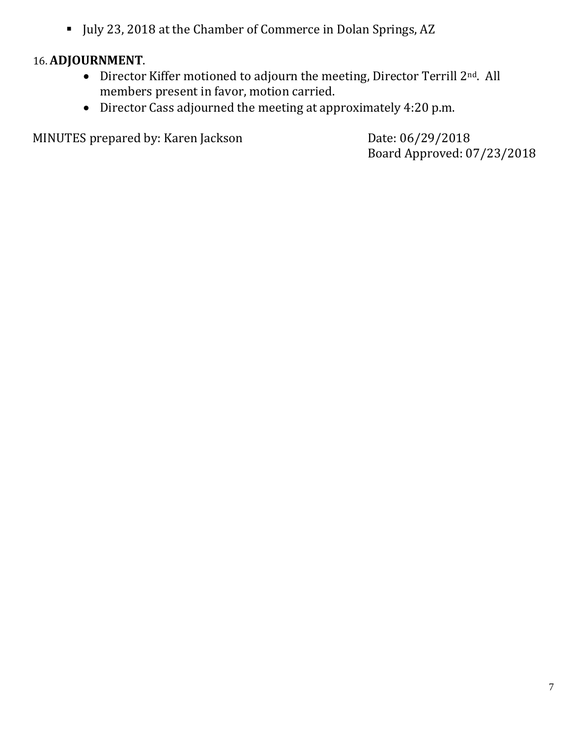- July 23, 2018 at the Chamber of Commerce in Dolan Springs, AZ

16. **ADJOURNMENT**.
    - Director Kiffer motioned to adjourn the meeting, Director Terrill 2nd. All members present in favor, motion carried.
    - Director Cass adjourned the meeting at approximately 4:20 p.m.

MINUTES prepared by: Karen Jackson

Date: 06/29/2018
Board Approved: 07/23/2018